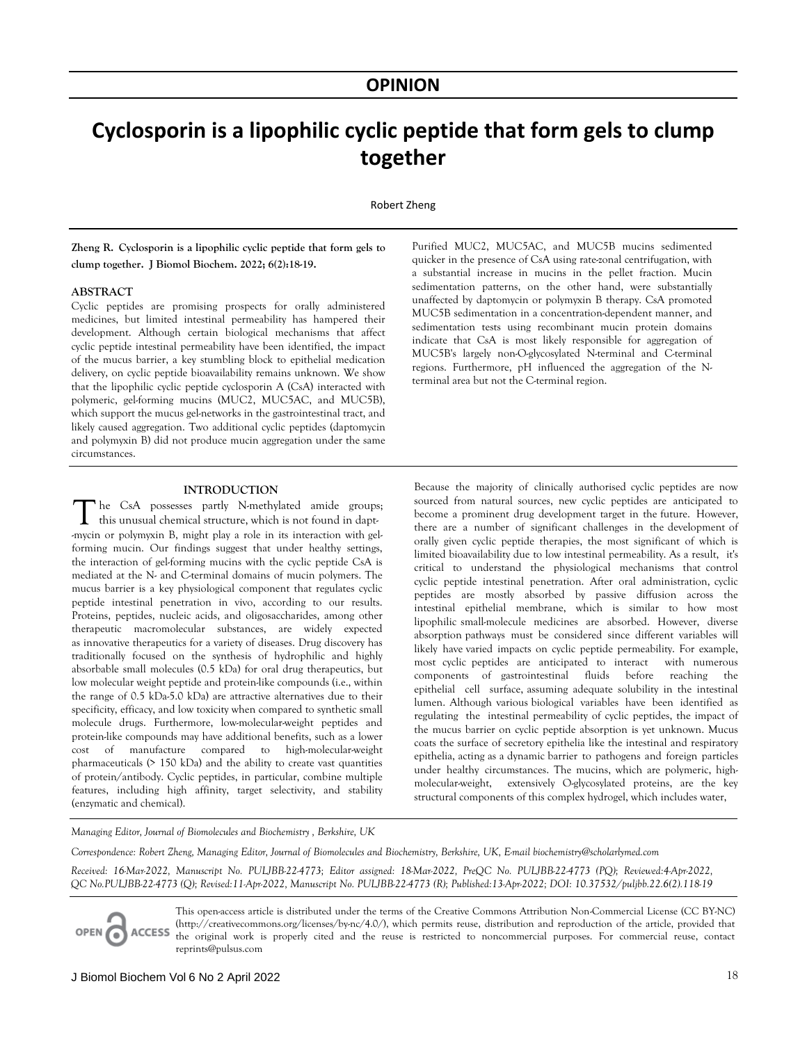# OPINION

# Cyclosporin is a lipophilic cyclic peptide that form gels to clump together

Robert Zheng

**Zheng R. Cyclosporin is a lipophilic cyclic peptide that form gels to clump together. J Biomol Biochem. 2022; 6(2):18-19.**

## ABSTRACT

Cyclic peptides are promising prospects for orally administered medicines, but limited intestinal permeability has hampered their development. Although certain biological mechanisms that affect cyclic peptide intestinal permeability have been identified, the impact of the mucus barrier, a key stumbling block to epithelial medication delivery, on cyclic peptide bioavailability remains unknown. We show that the lipophilic cyclic peptide cyclosporin A (CsA) interacted with polymeric, gel-forming mucins (MUC2, MUC5AC, and MUC5B), which support the mucus gel-networks in the gastrointestinal tract, and likely caused aggregation. Two additional cyclic peptides (daptomycin and polymyxin B) did not produce mucin aggregation under the same circumstances. Purified MUC2, MUC5AC, and MUC5B mucins sedimented quicker in the presence of CsA using rate-zonal centrifugation, with a substantial increase in mucins in the pellet fraction. Mucin sedimentation patterns, on the other hand, were substantially unaffected by daptomycin or polymyxin B therapy. CsA promoted MUC5B sedimentation in a concentration-dependent manner, and sedimentation tests using recombinant mucin protein domains indicate that CsA is most likely responsible for aggregation of MUC5B's largely non-O-glycosylated N-terminal and C-terminal regions. Furthermore, pH influenced the aggregation of the N-terminal area but not the C-terminal region.

## INTRODUCTION

The CsA possesses partly N-methylated amide groups; this unusual chemical structure, which is not found in dapt--mycin or polymyxin B, might play a role in its interaction with gel-forming mucin. Our findings suggest that under healthy settings, the interaction of gel-forming mucins with the cyclic peptide CsA is mediated at the N- and C-terminal domains of mucin polymers. The mucus barrier is a key physiological component that regulates cyclic peptide intestinal penetration in vivo, according to our results. Proteins, peptides, nucleic acids, and oligosaccharides, among other therapeutic macromolecular substances, are widely expected as innovative therapeutics for a variety of diseases. Drug discovery has traditionally focused on the synthesis of hydrophilic and highly absorbable small molecules (0.5 kDa) for oral drug therapeutics, but low molecular weight peptide and protein-like compounds (i.e., within the range of 0.5 kDa-5.0 kDa) are attractive alternatives due to their specificity, efficacy, and low toxicity when compared to synthetic small molecule drugs. Furthermore, low-molecular-weight peptides and protein-like compounds may have additional benefits, such as a lower cost of manufacture compared to high-molecular-weight pharmaceuticals (> 150 kDa) and the ability to create vast quantities of protein/antibody. Cyclic peptides, in particular, combine multiple features, including high affinity, target selectivity, and stability (enzymatic and chemical).

Because the majority of clinically authorised cyclic peptides are now sourced from natural sources, new cyclic peptides are anticipated to become a prominent drug development target in the future. However, there are a number of significant challenges in the development of orally given cyclic peptide therapies, the most significant of which is limited bioavailability due to low intestinal permeability. As a result, it's critical to understand the physiological mechanisms that control cyclic peptide intestinal penetration. After oral administration, cyclic peptides are mostly absorbed by passive diffusion across the intestinal epithelial membrane, which is similar to how most lipophilic small-molecule medicines are absorbed. However, diverse absorption pathways must be considered since different variables will likely have varied impacts on cyclic peptide permeability. For example, most cyclic peptides are anticipated to interact with numerous components of gastrointestinal fluids before reaching the epithelial cell surface, assuming adequate solubility in the intestinal lumen. Although various biological variables have been identified as regulating the intestinal permeability of cyclic peptides, the impact of the mucus barrier on cyclic peptide absorption is yet unknown. Mucus coats the surface of secretory epithelia like the intestinal and respiratory epithelia, acting as a dynamic barrier to pathogens and foreign particles under healthy circumstances. The mucins, which are polymeric, high-molecular-weight, extensively O-glycosylated proteins, are the key structural components of this complex hydrogel, which includes water,

*Managing Editor, Journal of Biomolecules and Biochemistry , Berkshire, UK*

*Correspondence: Robert Zheng, Managing Editor, Journal of Biomolecules and Biochemistry, Berkshire, UK, E-mail biochemistry@scholarlymed.com*

*Received: 16-Mar-2022, Manuscript No. PULJBB-22-4773; Editor assigned: 18-Mar-2022, PreQC No. PULJBB-22-4773 (PQ); Reviewed:4-Apr-2022, QC No.PULJBB-22-4773 (Q); Revised:11-Apr-2022, Manuscript No. PULJBB-22-4773 (R); Published:13-Apr-2022; DOI: 10.37532/puljbb.22.6(2).118-19*

This open-access article is distributed under the terms of the Creative Commons Attribution Non-Commercial License (CC BY-NC) (http://creativecommons.org/licenses/by-nc/4.0/), which permits reuse, distribution and reproduction of the article, provided that the original work is properly cited and the reuse is restricted to noncommercial purposes. For commercial reuse, contact reprints@pulsus.com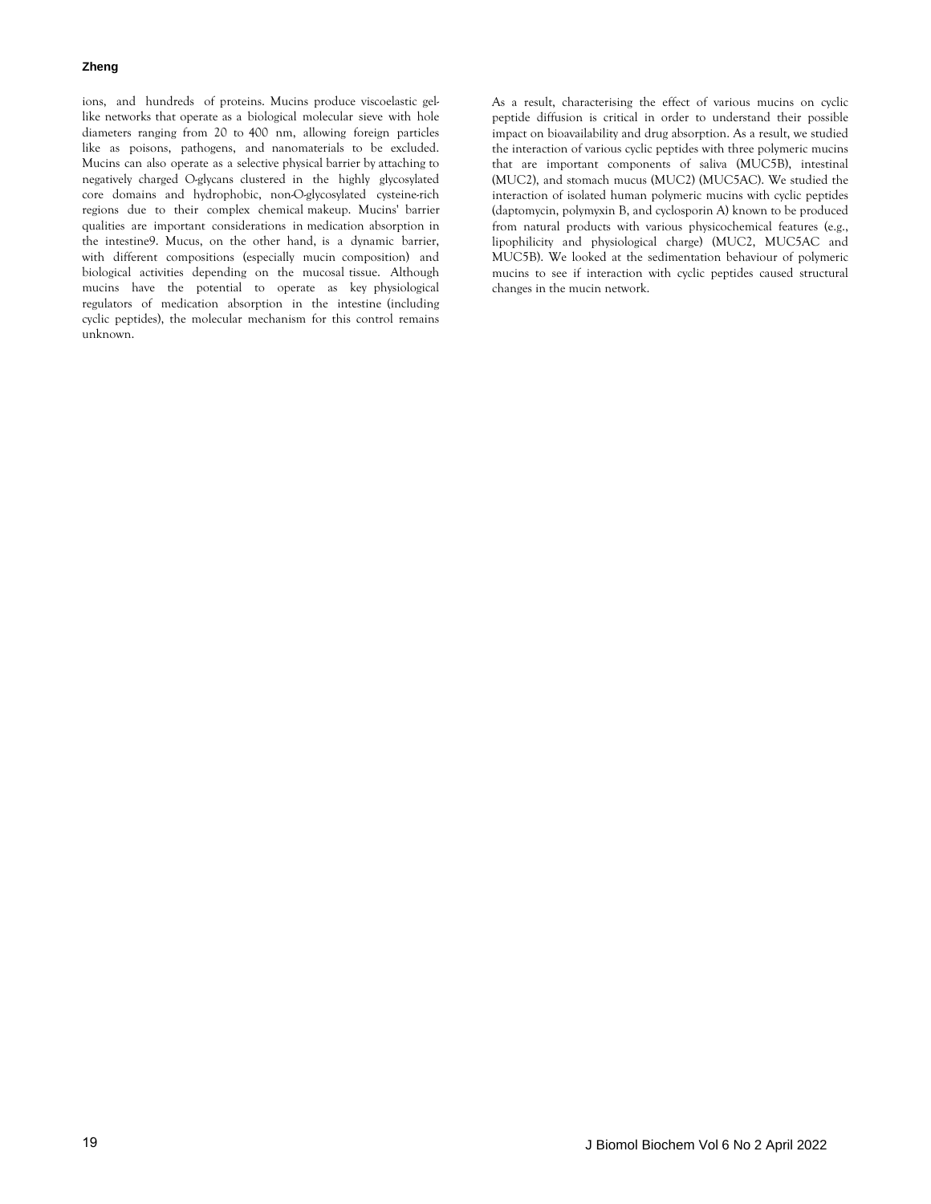ions, and hundreds of proteins. Mucins produce viscoelastic gel-like networks that operate as a biological molecular sieve with hole diameters ranging from 20 to 400 nm, allowing foreign particles like as poisons, pathogens, and nanomaterials to be excluded. Mucins can also operate as a selective physical barrier by attaching to negatively charged O-glycans clustered in the highly glycosylated core domains and hydrophobic, non-O-glycosylated cysteine-rich regions due to their complex chemical makeup. Mucins' barrier qualities are important considerations in medication absorption in the intestine9. Mucus, on the other hand, is a dynamic barrier, with different compositions (especially mucin composition) and biological activities depending on the mucosal tissue. Although mucins have the potential to operate as key physiological regulators of medication absorption in the intestine (including cyclic peptides), the molecular mechanism for this control remains unknown.

As a result, characterising the effect of various mucins on cyclic peptide diffusion is critical in order to understand their possible impact on bioavailability and drug absorption. As a result, we studied the interaction of various cyclic peptides with three polymeric mucins that are important components of saliva (MUC5B), intestinal (MUC2), and stomach mucus (MUC2) (MUC5AC). We studied the interaction of isolated human polymeric mucins with cyclic peptides (daptomycin, polymyxin B, and cyclosporin A) known to be produced from natural products with various physicochemical features (e.g., lipophilicity and physiological charge) (MUC2, MUC5AC and MUC5B). We looked at the sedimentation behaviour of polymeric mucins to see if interaction with cyclic peptides caused structural changes in the mucin network.